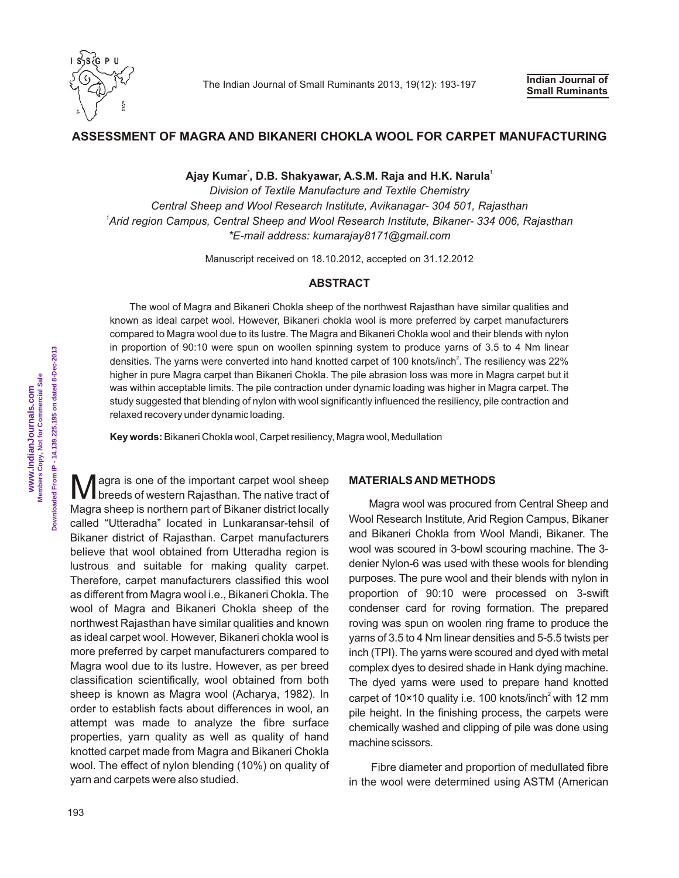# ASSESSMENT OF MAGRA AND BIKANERI CHOKLA WOOL FOR CARPET MANUFACTURING

**Ajay Kumar*, D.B. Shakyawar, A.S.M. Raja and H.K. Narula[1]**

*Division of Textile Manufacture and Textile Chemistry*
*Central Sheep and Wool Research Institute, Avikanagar- 304 501, Rajasthan*
*[1]Arid region Campus, Central Sheep and Wool Research Institute, Bikaner- 334 006, Rajasthan*
*\*E-mail address: kumarajay8171@gmail.com*

Manuscript received on 18.10.2012, accepted on 31.12.2012

## ABSTRACT

The wool of Magra and Bikaneri Chokla sheep of the northwest Rajasthan have similar qualities and known as ideal carpet wool. However, Bikaneri chokla wool is more preferred by carpet manufacturers compared to Magra wool due to its lustre. The Magra and Bikaneri Chokla wool and their blends with nylon in proportion of 90:10 were spun on woollen spinning system to produce yarns of 3.5 to 4 Nm linear densities. The yarns were converted into hand knotted carpet of 100 knots/inch$^2$. The resiliency was 22% higher in pure Magra carpet than Bikaneri Chokla. The pile abrasion loss was more in Magra carpet but it was within acceptable limits. The pile contraction under dynamic loading was higher in Magra carpet. The study suggested that blending of nylon with wool significantly influenced the resiliency, pile contraction and relaxed recovery under dynamic loading.

**Key words:** Bikaneri Chokla wool, Carpet resiliency, Magra wool, Medullation

Magra is one of the important carpet wool sheep breeds of western Rajasthan. The native tract of Magra sheep is northern part of Bikaner district locally called "Utteradha" located in Lunkaransar-tehsil of Bikaner district of Rajasthan. Carpet manufacturers believe that wool obtained from Utteradha region is lustrous and suitable for making quality carpet. Therefore, carpet manufacturers classified this wool as different from Magra wool i.e., Bikaneri Chokla. The wool of Magra and Bikaneri Chokla sheep of the northwest Rajasthan have similar qualities and known as ideal carpet wool. However, Bikaneri chokla wool is more preferred by carpet manufacturers compared to Magra wool due to its lustre. However, as per breed classification scientifically, wool obtained from both sheep is known as Magra wool (Acharya, 1982). In order to establish facts about differences in wool, an attempt was made to analyze the fibre surface properties, yarn quality as well as quality of hand knotted carpet made from Magra and Bikaneri Chokla wool. The effect of nylon blending (10%) on quality of yarn and carpets were also studied.

## MATERIALS AND METHODS

Magra wool was procured from Central Sheep and Wool Research Institute, Arid Region Campus, Bikaner and Bikaneri Chokla from Wool Mandi, Bikaner. The wool was scoured in 3-bowl scouring machine. The 3-denier Nylon-6 was used with these wools for blending purposes. The pure wool and their blends with nylon in proportion of 90:10 were processed on 3-swift condenser card for roving formation. The prepared roving was spun on woolen ring frame to produce the yarns of 3.5 to 4 Nm linear densities and 5-5.5 twists per inch (TPI). The yarns were scoured and dyed with metal complex dyes to desired shade in Hank dying machine. The dyed yarns were used to prepare hand knotted carpet of 10×10 quality i.e. 100 knots/inch$^2$ with 12 mm pile height. In the finishing process, the carpets were chemically washed and clipping of pile was done using machine scissors.

Fibre diameter and proportion of medullated fibre in the wool were determined using ASTM (American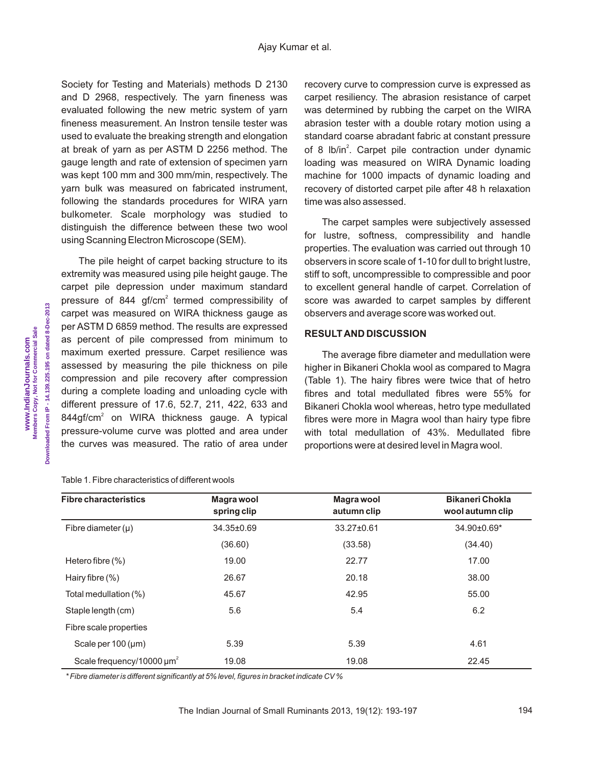Society for Testing and Materials) methods D 2130 and D 2968, respectively. The yarn fineness was evaluated following the new metric system of yarn fineness measurement. An Instron tensile tester was used to evaluate the breaking strength and elongation at break of yarn as per ASTM D 2256 method. The gauge length and rate of extension of specimen yarn was kept 100 mm and 300 mm/min, respectively. The yarn bulk was measured on fabricated instrument, following the standards procedures for WIRA yarn bulkometer. Scale morphology was studied to distinguish the difference between these two wool using Scanning Electron Microscope (SEM).

The pile height of carpet backing structure to its extremity was measured using pile height gauge. The carpet pile depression under maximum standard pressure of 844 gf/cm$^2$ termed compressibility of carpet was measured on WIRA thickness gauge as per ASTM D 6859 method. The results are expressed as percent of pile compressed from minimum to maximum exerted pressure. Carpet resilience was assessed by measuring the pile thickness on pile compression and pile recovery after compression during a complete loading and unloading cycle with different pressure of 17.6, 52.7, 211, 422, 633 and 844gf/cm$^2$ on WIRA thickness gauge. A typical pressure-volume curve was plotted and area under the curves was measured. The ratio of area under recovery curve to compression curve is expressed as carpet resiliency. The abrasion resistance of carpet was determined by rubbing the carpet on the WIRA abrasion tester with a double rotary motion using a standard coarse abradant fabric at constant pressure of 8 lb/in$^2$. Carpet pile contraction under dynamic loading was measured on WIRA Dynamic loading machine for 1000 impacts of dynamic loading and recovery of distorted carpet pile after 48 h relaxation time was also assessed.

The carpet samples were subjectively assessed for lustre, softness, compressibility and handle properties. The evaluation was carried out through 10 observers in score scale of 1-10 for dull to bright lustre, stiff to soft, uncompressible to compressible and poor to excellent general handle of carpet. Correlation of score was awarded to carpet samples by different observers and average score was worked out.

## RESULT AND DISCUSSION

The average fibre diameter and medullation were higher in Bikaneri Chokla wool as compared to Magra (Table 1). The hairy fibres were twice that of hetro fibres and total medullated fibres were 55% for Bikaneri Chokla wool whereas, hetro type medullated fibres were more in Magra wool than hairy type fibre with total medullation of 43%. Medullated fibre proportions were at desired level in Magra wool.

Table 1. Fibre characteristics of different wools

| Fibre characteristics | Magra wool spring clip | Magra wool autumn clip | Bikaneri Chokla wool autumn clip |
|---|---|---|---|
| Fibre diameter (μ) | 34.35±0.69 | 33.27±0.61 | 34.90±0.69* |
| | (36.60) | (33.58) | (34.40) |
| Hetero fibre (%) | 19.00 | 22.77 | 17.00 |
| Hairy fibre (%) | 26.67 | 20.18 | 38.00 |
| Total medullation (%) | 45.67 | 42.95 | 55.00 |
| Staple length (cm) | 5.6 | 5.4 | 6.2 |
| Fibre scale properties | | | |
| Scale per 100 (μm) | 5.39 | 5.39 | 4.61 |
| Scale frequency/10000 μm$^2$ | 19.08 | 19.08 | 22.45 |

*\* Fibre diameter is different significantly at 5% level, figures in bracket indicate CV %*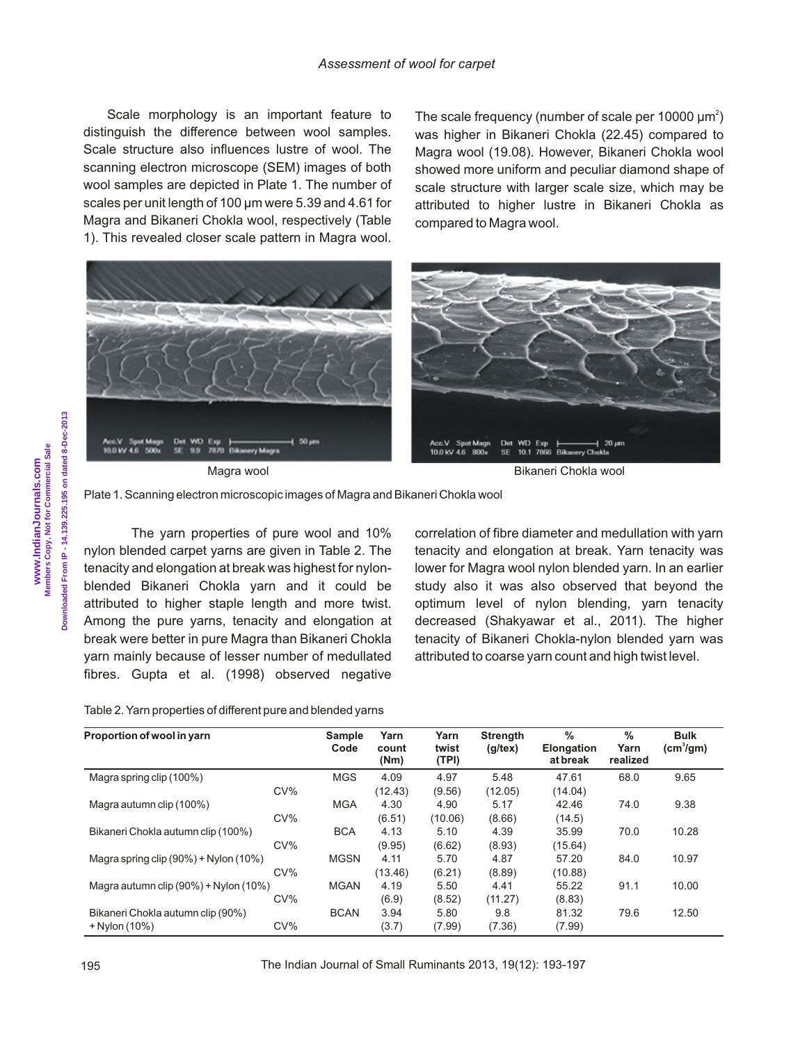Scale morphology is an important feature to distinguish the difference between wool samples. Scale structure also influences lustre of wool. The scanning electron microscope (SEM) images of both wool samples are depicted in Plate 1. The number of scales per unit length of 100 µm were 5.39 and 4.61 for Magra and Bikaneri Chokla wool, respectively (Table 1). This revealed closer scale pattern in Magra wool. The scale frequency (number of scale per 10000 µm$^2$) was higher in Bikaneri Chokla (22.45) compared to Magra wool (19.08). However, Bikaneri Chokla wool showed more uniform and peculiar diamond shape of scale structure with larger scale size, which may be attributed to higher lustre in Bikaneri Chokla as compared to Magra wool.

Magra wool

Bikaneri Chokla wool

Plate 1. Scanning electron microscopic images of Magra and Bikaneri Chokla wool

The yarn properties of pure wool and 10% nylon blended carpet yarns are given in Table 2. The tenacity and elongation at break was highest for nylon-blended Bikaneri Chokla yarn and it could be attributed to higher staple length and more twist. Among the pure yarns, tenacity and elongation at break were better in pure Magra than Bikaneri Chokla yarn mainly because of lesser number of medullated fibres. Gupta et al. (1998) observed negative correlation of fibre diameter and medullation with yarn tenacity and elongation at break. Yarn tenacity was lower for Magra wool nylon blended yarn. In an earlier study also it was also observed that beyond the optimum level of nylon blending, yarn tenacity decreased (Shakyawar et al., 2011). The higher tenacity of Bikaneri Chokla-nylon blended yarn was attributed to coarse yarn count and high twist level.

Table 2. Yarn properties of different pure and blended yarns

| Proportion of wool in yarn | | Sample Code | Yarn count (Nm) | Yarn twist (TPI) | Strength (g/tex) | % Elongation at break | % Yarn realized | Bulk (cm$^3$/gm) |
|---|---|---|---|---|---|---|---|---|
| Magra spring clip (100%) | | MGS | 4.09 | 4.97 | 5.48 | 47.61 | 68.0 | 9.65 |
| | CV% | | (12.43) | (9.56) | (12.05) | (14.04) | | |
| Magra autumn clip (100%) | | MGA | 4.30 | 4.90 | 5.17 | 42.46 | 74.0 | 9.38 |
| | CV% | | (6.51) | (10.06) | (8.66) | (14.5) | | |
| Bikaneri Chokla autumn clip (100%) | | BCA | 4.13 | 5.10 | 4.39 | 35.99 | 70.0 | 10.28 |
| | CV% | | (9.95) | (6.62) | (8.93) | (15.64) | | |
| Magra spring clip (90%) + Nylon (10%) | | MGSN | 4.11 | 5.70 | 4.87 | 57.20 | 84.0 | 10.97 |
| | CV% | | (13.46) | (6.21) | (8.89) | (10.88) | | |
| Magra autumn clip (90%) + Nylon (10%) | | MGAN | 4.19 | 5.50 | 4.41 | 55.22 | 91.1 | 10.00 |
| | CV% | | (6.9) | (8.52) | (11.27) | (8.83) | | |
| Bikaneri Chokla autumn clip (90%) | | BCAN | 3.94 | 5.80 | 9.8 | 81.32 | 79.6 | 12.50 |
| + Nylon (10%) | CV% | | (3.7) | (7.99) | (7.36) | (7.99) | | |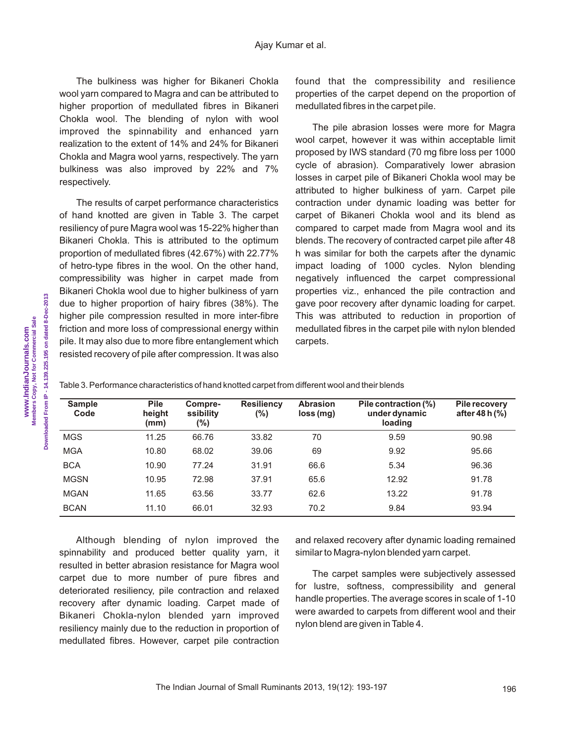The bulkiness was higher for Bikaneri Chokla wool yarn compared to Magra and can be attributed to higher proportion of medullated fibres in Bikaneri Chokla wool. The blending of nylon with wool improved the spinnability and enhanced yarn realization to the extent of 14% and 24% for Bikaneri Chokla and Magra wool yarns, respectively. The yarn bulkiness was also improved by 22% and 7% respectively.

The results of carpet performance characteristics of hand knotted are given in Table 3. The carpet resiliency of pure Magra wool was 15-22% higher than Bikaneri Chokla. This is attributed to the optimum proportion of medullated fibres (42.67%) with 22.77% of hetro-type fibres in the wool. On the other hand, compressibility was higher in carpet made from Bikaneri Chokla wool due to higher bulkiness of yarn due to higher proportion of hairy fibres (38%). The higher pile compression resulted in more inter-fibre friction and more loss of compressional energy within pile. It may also due to more fibre entanglement which resisted recovery of pile after compression. It was also found that the compressibility and resilience properties of the carpet depend on the proportion of medullated fibres in the carpet pile.

The pile abrasion losses were more for Magra wool carpet, however it was within acceptable limit proposed by IWS standard (70 mg fibre loss per 1000 cycle of abrasion). Comparatively lower abrasion losses in carpet pile of Bikaneri Chokla wool may be attributed to higher bulkiness of yarn. Carpet pile contraction under dynamic loading was better for carpet of Bikaneri Chokla wool and its blend as compared to carpet made from Magra wool and its blends. The recovery of contracted carpet pile after 48 h was similar for both the carpets after the dynamic impact loading of 1000 cycles. Nylon blending negatively influenced the carpet compressional properties viz., enhanced the pile contraction and gave poor recovery after dynamic loading for carpet. This was attributed to reduction in proportion of medullated fibres in the carpet pile with nylon blended carpets.

Table 3. Performance characteristics of hand knotted carpet from different wool and their blends

| Sample Code | Pile height (mm) | Compre-ssibility (%) | Resiliency (%) | Abrasion loss (mg) | Pile contraction (%) under dynamic loading | Pile recovery after 48 h (%) |
|---|---|---|---|---|---|---|
| MGS | 11.25 | 66.76 | 33.82 | 70 | 9.59 | 90.98 |
| MGA | 10.80 | 68.02 | 39.06 | 69 | 9.92 | 95.66 |
| BCA | 10.90 | 77.24 | 31.91 | 66.6 | 5.34 | 96.36 |
| MGSN | 10.95 | 72.98 | 37.91 | 65.6 | 12.92 | 91.78 |
| MGAN | 11.65 | 63.56 | 33.77 | 62.6 | 13.22 | 91.78 |
| BCAN | 11.10 | 66.01 | 32.93 | 70.2 | 9.84 | 93.94 |

Although blending of nylon improved the spinnability and produced better quality yarn, it resulted in better abrasion resistance for Magra wool carpet due to more number of pure fibres and deteriorated resiliency, pile contraction and relaxed recovery after dynamic loading. Carpet made of Bikaneri Chokla-nylon blended yarn improved resiliency mainly due to the reduction in proportion of medullated fibres. However, carpet pile contraction and relaxed recovery after dynamic loading remained similar to Magra-nylon blended yarn carpet.

The carpet samples were subjectively assessed for lustre, softness, compressibility and general handle properties. The average scores in scale of 1-10 were awarded to carpets from different wool and their nylon blend are given in Table 4.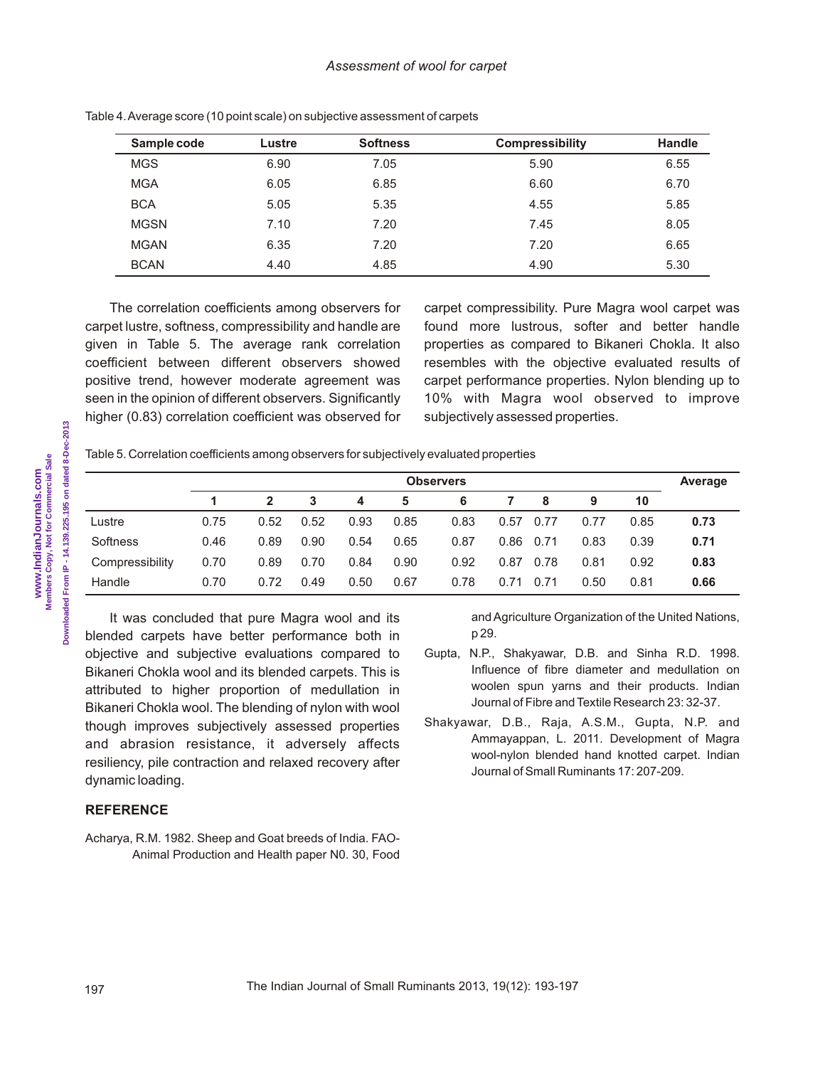Table 4. Average score (10 point scale) on subjective assessment of carpets

| Sample code | Lustre | Softness | Compressibility | Handle |
|---|---|---|---|---|
| MGS | 6.90 | 7.05 | 5.90 | 6.55 |
| MGA | 6.05 | 6.85 | 6.60 | 6.70 |
| BCA | 5.05 | 5.35 | 4.55 | 5.85 |
| MGSN | 7.10 | 7.20 | 7.45 | 8.05 |
| MGAN | 6.35 | 7.20 | 7.20 | 6.65 |
| BCAN | 4.40 | 4.85 | 4.90 | 5.30 |

The correlation coefficients among observers for carpet lustre, softness, compressibility and handle are given in Table 5. The average rank correlation coefficient between different observers showed positive trend, however moderate agreement was seen in the opinion of different observers. Significantly higher (0.83) correlation coefficient was observed for carpet compressibility. Pure Magra wool carpet was found more lustrous, softer and better handle properties as compared to Bikaneri Chokla. It also resembles with the objective evaluated results of carpet performance properties. Nylon blending up to 10% with Magra wool observed to improve subjectively assessed properties.

Table 5. Correlation coefficients among observers for subjectively evaluated properties

| | Observers | | | | | | | | | | Average |
|---|---|---|---|---|---|---|---|---|---|---|---|
| | 1 | 2 | 3 | 4 | 5 | 6 | 7 | 8 | 9 | 10 | |
| Lustre | 0.75 | 0.52 | 0.52 | 0.93 | 0.85 | 0.83 | 0.57 | 0.77 | 0.77 | 0.85 | **0.73** |
| Softness | 0.46 | 0.89 | 0.90 | 0.54 | 0.65 | 0.87 | 0.86 | 0.71 | 0.83 | 0.39 | **0.71** |
| Compressibility | 0.70 | 0.89 | 0.70 | 0.84 | 0.90 | 0.92 | 0.87 | 0.78 | 0.81 | 0.92 | **0.83** |
| Handle | 0.70 | 0.72 | 0.49 | 0.50 | 0.67 | 0.78 | 0.71 | 0.71 | 0.50 | 0.81 | **0.66** |

It was concluded that pure Magra wool and its blended carpets have better performance both in objective and subjective evaluations compared to Bikaneri Chokla wool and its blended carpets. This is attributed to higher proportion of medullation in Bikaneri Chokla wool. The blending of nylon with wool though improves subjectively assessed properties and abrasion resistance, it adversely affects resiliency, pile contraction and relaxed recovery after dynamic loading.

## REFERENCE

Acharya, R.M. 1982. Sheep and Goat breeds of India. FAO-Animal Production and Health paper N0. 30, Food and Agriculture Organization of the United Nations, p 29.

Gupta, N.P., Shakyawar, D.B. and Sinha R.D. 1998. Influence of fibre diameter and medullation on woolen spun yarns and their products. Indian Journal of Fibre and Textile Research 23: 32-37.

Shakyawar, D.B., Raja, A.S.M., Gupta, N.P. and Ammayappan, L. 2011. Development of Magra wool-nylon blended hand knotted carpet. Indian Journal of Small Ruminants 17: 207-209.